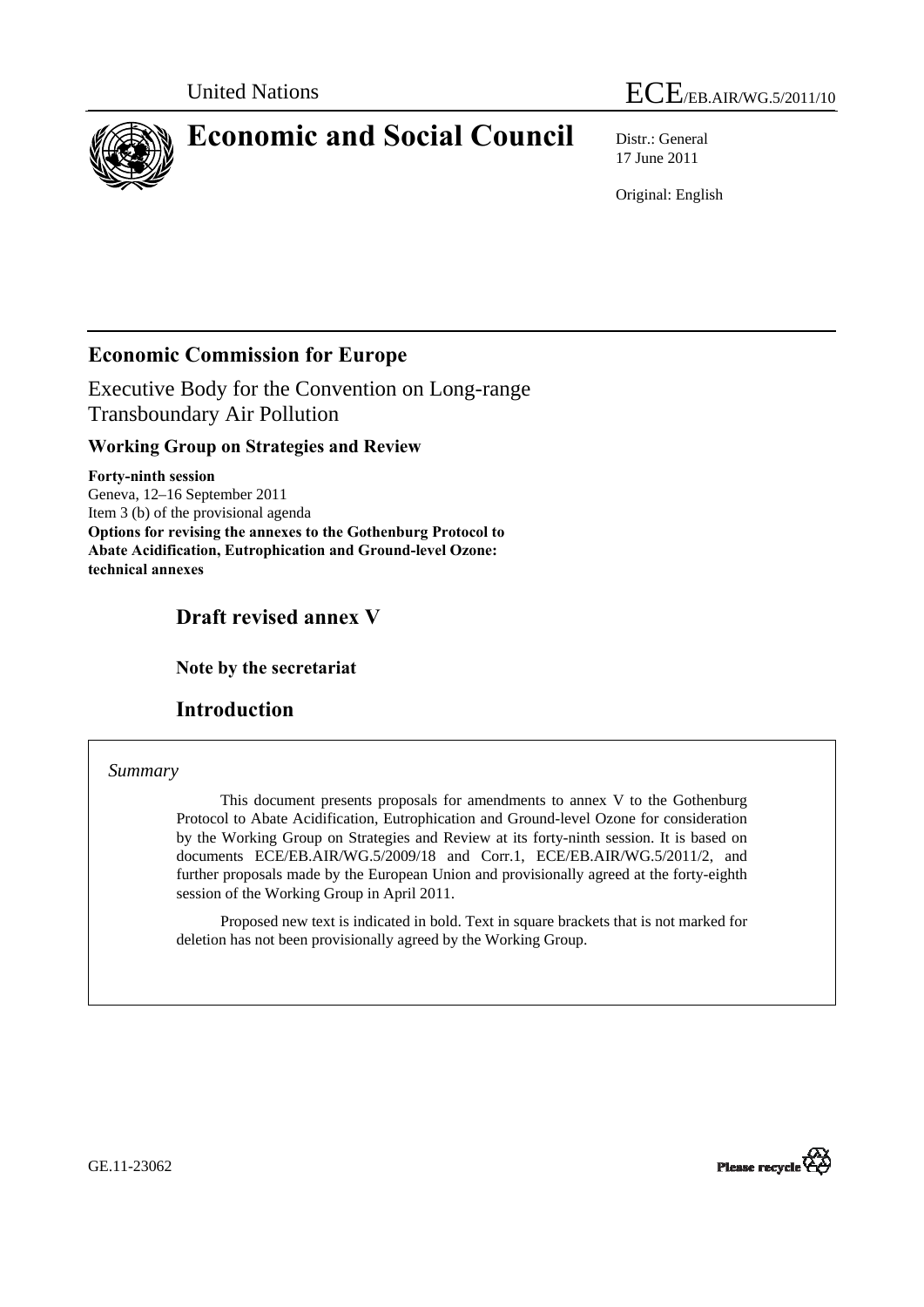United Nations ECE/EB.AIR/WG.5/2011/10

# Economic and Social Council

Distr.: General
17 June 2011

Original: English

## Economic Commission for Europe

Executive Body for the Convention on Long-range Transboundary Air Pollution

### Working Group on Strategies and Review

**Forty-ninth session**
Geneva, 12–16 September 2011
Item 3 (b) of the provisional agenda
**Options for revising the annexes to the Gothenburg Protocol to Abate Acidification, Eutrophication and Ground-level Ozone: technical annexes**

## Draft revised annex V

### Note by the secretariat

## Introduction

*Summary*

This document presents proposals for amendments to annex V to the Gothenburg Protocol to Abate Acidification, Eutrophication and Ground-level Ozone for consideration by the Working Group on Strategies and Review at its forty-ninth session. It is based on documents ECE/EB.AIR/WG.5/2009/18 and Corr.1, ECE/EB.AIR/WG.5/2011/2, and further proposals made by the European Union and provisionally agreed at the forty-eighth session of the Working Group in April 2011.

Proposed new text is indicated in bold. Text in square brackets that is not marked for deletion has not been provisionally agreed by the Working Group.

GE.11-23062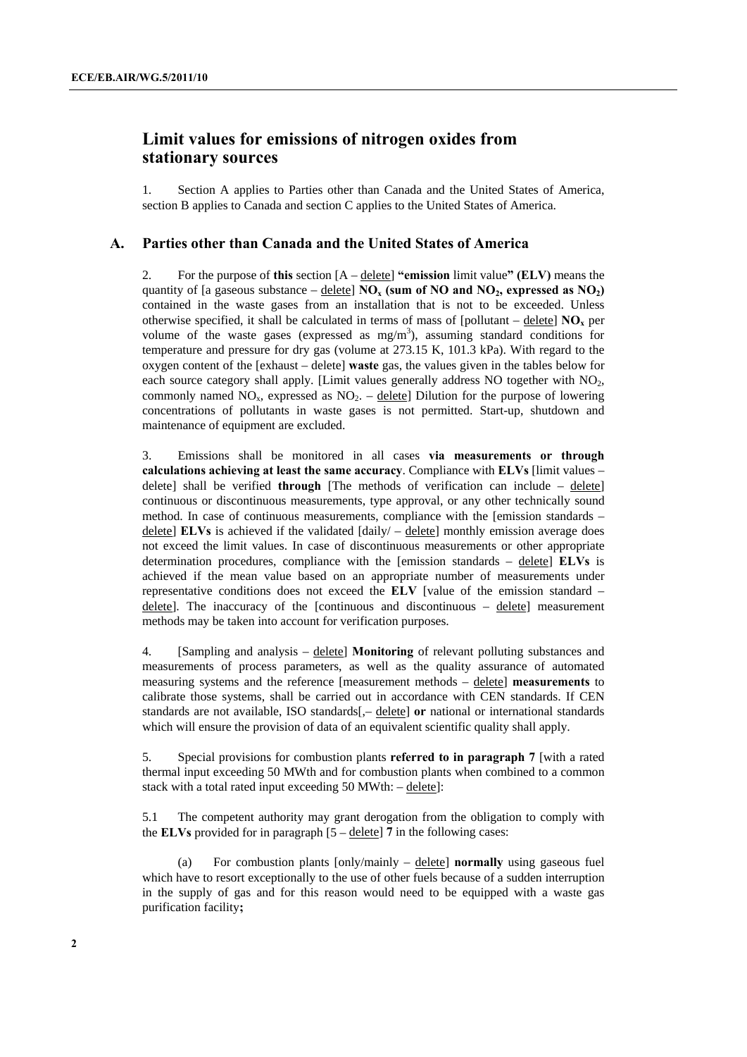## Limit values for emissions of nitrogen oxides from stationary sources

1. Section A applies to Parties other than Canada and the United States of America, section B applies to Canada and section C applies to the United States of America.

### A. Parties other than Canada and the United States of America

2. For the purpose of **this** section [A – delete] **"emission** limit value**" (ELV)** means the quantity of [a gaseous substance – delete] **$NO_x$ (sum of NO and $NO_2$, expressed as $NO_2$)** contained in the waste gases from an installation that is not to be exceeded. Unless otherwise specified, it shall be calculated in terms of mass of [pollutant – delete] **$NO_x$** per volume of the waste gases (expressed as mg/m$^3$), assuming standard conditions for temperature and pressure for dry gas (volume at 273.15 K, 101.3 kPa). With regard to the oxygen content of the [exhaust – delete] **waste** gas, the values given in the tables below for each source category shall apply. [Limit values generally address NO together with $NO_2$, commonly named $NO_x$, expressed as $NO_2$. – delete] Dilution for the purpose of lowering concentrations of pollutants in waste gases is not permitted. Start-up, shutdown and maintenance of equipment are excluded.

3. Emissions shall be monitored in all cases **via measurements or through calculations achieving at least the same accuracy**. Compliance with **ELVs** [limit values – delete] shall be verified **through** [The methods of verification can include – delete] continuous or discontinuous measurements, type approval, or any other technically sound method. In case of continuous measurements, compliance with the [emission standards – delete] **ELVs** is achieved if the validated [daily/ – delete] monthly emission average does not exceed the limit values. In case of discontinuous measurements or other appropriate determination procedures, compliance with the [emission standards – delete] **ELVs** is achieved if the mean value based on an appropriate number of measurements under representative conditions does not exceed the **ELV** [value of the emission standard – delete]. The inaccuracy of the [continuous and discontinuous – delete] measurement methods may be taken into account for verification purposes.

4. [Sampling and analysis – delete] **Monitoring** of relevant polluting substances and measurements of process parameters, as well as the quality assurance of automated measuring systems and the reference [measurement methods – delete] **measurements** to calibrate those systems, shall be carried out in accordance with CEN standards. If CEN standards are not available, ISO standards[,– delete] **or** national or international standards which will ensure the provision of data of an equivalent scientific quality shall apply.

5. Special provisions for combustion plants **referred to in paragraph 7** [with a rated thermal input exceeding 50 MWth and for combustion plants when combined to a common stack with a total rated input exceeding 50 MWth: – delete]:

5.1 The competent authority may grant derogation from the obligation to comply with the **ELVs** provided for in paragraph [5 – delete] **7** in the following cases:

(a) For combustion plants [only/mainly – delete] **normally** using gaseous fuel which have to resort exceptionally to the use of other fuels because of a sudden interruption in the supply of gas and for this reason would need to be equipped with a waste gas purification facility**;**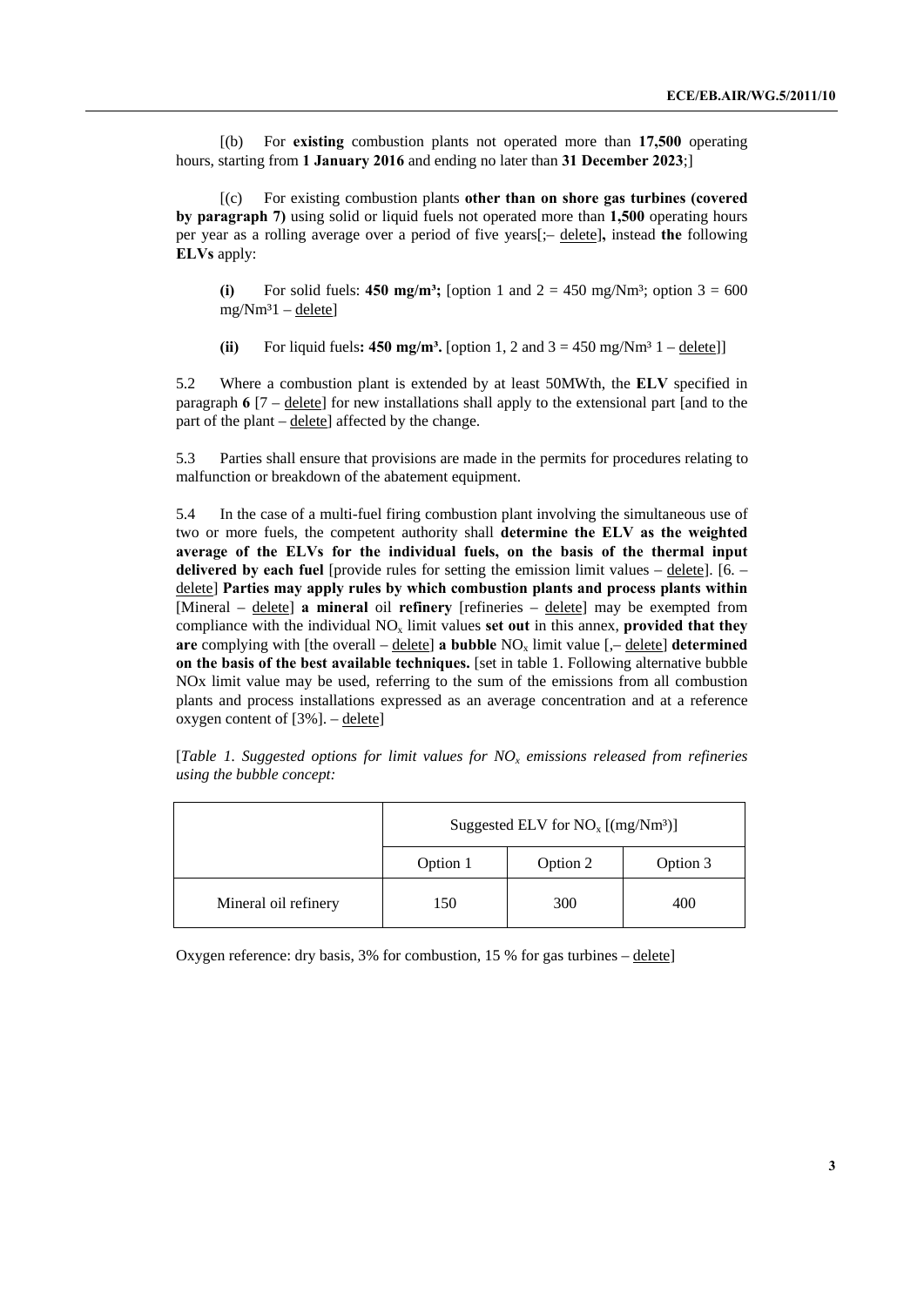[(b) For **existing** combustion plants not operated more than **17,500** operating hours, starting from **1 January 2016** and ending no later than **31 December 2023**;]

[(c) For existing combustion plants **other than on shore gas turbines (covered by paragraph 7)** using solid or liquid fuels not operated more than **1,500** operating hours per year as a rolling average over a period of five years[;– delete]**,** instead **the** following **ELVs** apply:

**(i)** For solid fuels: **450 mg/m³;** [option 1 and 2 = 450 mg/Nm³; option 3 = 600 mg/Nm³1 – delete]

**(ii)** For liquid fuels**: 450 mg/m³.** [option 1, 2 and 3 = 450 mg/Nm³ 1 – delete]]

5.2 Where a combustion plant is extended by at least 50MWth, the **ELV** specified in paragraph **6** [7 – delete] for new installations shall apply to the extensional part [and to the part of the plant – delete] affected by the change.

5.3 Parties shall ensure that provisions are made in the permits for procedures relating to malfunction or breakdown of the abatement equipment.

5.4 In the case of a multi-fuel firing combustion plant involving the simultaneous use of two or more fuels, the competent authority shall **determine the ELV as the weighted average of the ELVs for the individual fuels, on the basis of the thermal input delivered by each fuel** [provide rules for setting the emission limit values – delete]. [6. – delete] **Parties may apply rules by which combustion plants and process plants within** [Mineral – delete] **a mineral** oil **refinery** [refineries – delete] may be exempted from compliance with the individual $NO_x$ limit values **set out** in this annex, **provided that they are** complying with [the overall – delete] **a bubble** $NO_x$ limit value [,– delete] **determined on the basis of the best available techniques.** [set in table 1. Following alternative bubble NOx limit value may be used, referring to the sum of the emissions from all combustion plants and process installations expressed as an average concentration and at a reference oxygen content of [3%]. – delete]

[*Table 1. Suggested options for limit values for $NO_x$ emissions released from refineries using the bubble concept:*

| | Suggested ELV for $NO_x$ [(mg/Nm³)] | | |
|---|---|---|---|
| | Option 1 | Option 2 | Option 3 |
| Mineral oil refinery | 150 | 300 | 400 |

Oxygen reference: dry basis, 3% for combustion, 15 % for gas turbines – delete]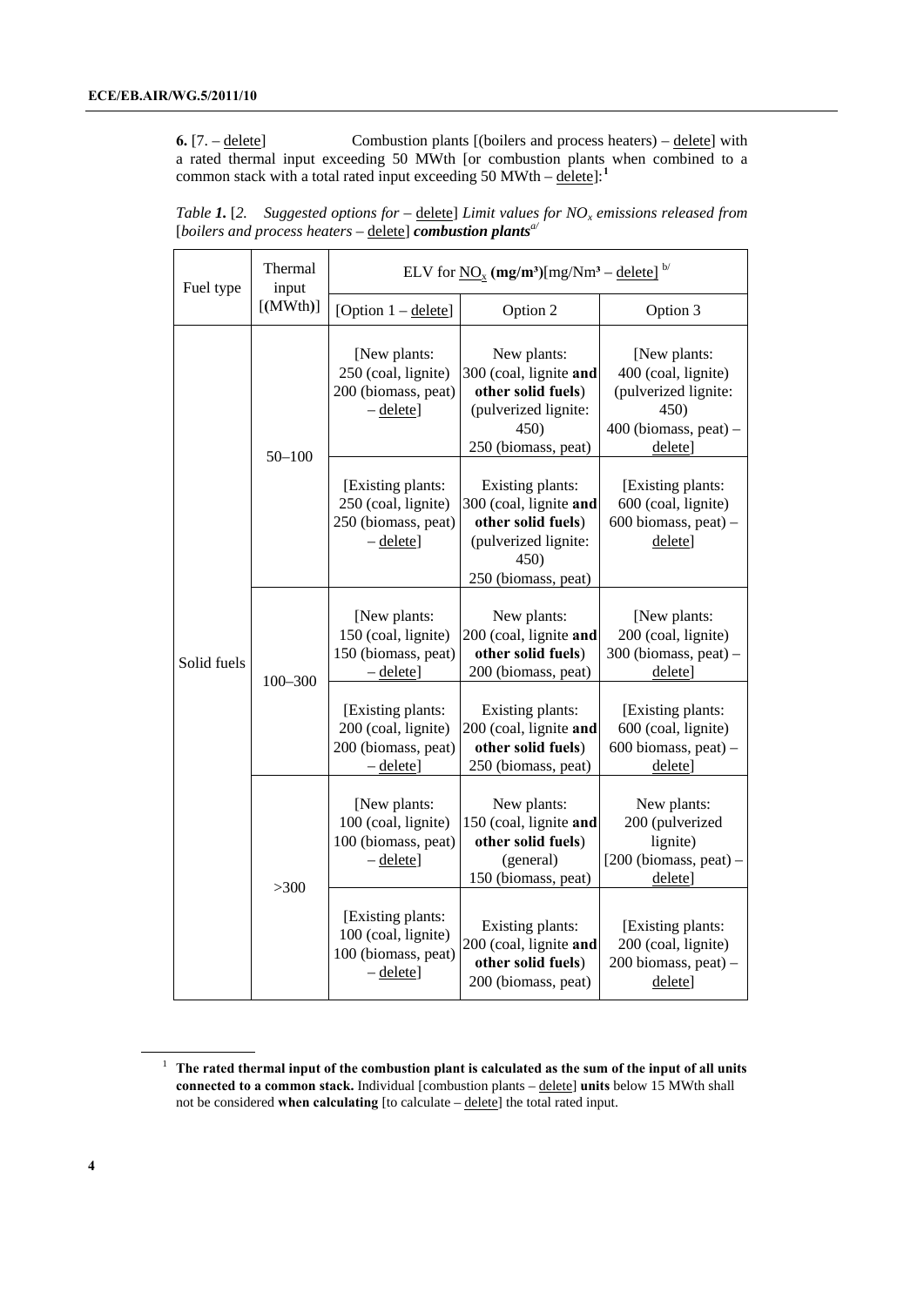**6.** [7. – <u>delete</u>] Combustion plants [(boilers and process heaters) – <u>delete</u>] with a rated thermal input exceeding 50 MWth [or combustion plants when combined to a common stack with a total rated input exceeding 50 MWth – <u>delete</u>]:[1]

*Table **1.** [2. Suggested options for –* <u>delete</u>*] Limit values for $NO_x$ emissions released from* [*boilers and process heaters* – <u>delete</u>] ***combustion plants***[a/]

| Fuel type | Thermal input [(MWth)] | ELV for <u>$NO_x$</u> **(mg/m³)**[mg/Nm³ – <u>delete</u>] [b/] | | |
|---|---|---|---|---|
| | | [Option 1 – <u>delete</u>] | Option 2 | Option 3 |
| Solid fuels | 50–100 | [New plants: 250 (coal, lignite) 200 (biomass, peat) – <u>delete</u>] | New plants: 300 (coal, lignite **and other solid fuels**) (pulverized lignite: 450) 250 (biomass, peat) | [New plants: 400 (coal, lignite) (pulverized lignite: 450) 400 (biomass, peat) – <u>delete</u>] |
| | | [Existing plants: 250 (coal, lignite) 250 (biomass, peat) – <u>delete</u>] | Existing plants: 300 (coal, lignite **and other solid fuels**) (pulverized lignite: 450) 250 (biomass, peat) | [Existing plants: 600 (coal, lignite) 600 biomass, peat) – <u>delete</u>] |
| | 100–300 | [New plants: 150 (coal, lignite) 150 (biomass, peat) – <u>delete</u>] | New plants: 200 (coal, lignite **and other solid fuels**) 200 (biomass, peat) | [New plants: 200 (coal, lignite) 300 (biomass, peat) – <u>delete</u>] |
| | | [Existing plants: 200 (coal, lignite) 200 (biomass, peat) – <u>delete</u>] | Existing plants: 200 (coal, lignite **and other solid fuels**) 250 (biomass, peat) | [Existing plants: 600 (coal, lignite) 600 biomass, peat) – <u>delete</u>] |
| | >300 | [New plants: 100 (coal, lignite) 100 (biomass, peat) – <u>delete</u>] | New plants: 150 (coal, lignite **and other solid fuels**) (general) 150 (biomass, peat) | New plants: 200 (pulverized lignite) [200 (biomass, peat) – <u>delete</u>] |
| | | [Existing plants: 100 (coal, lignite) 100 (biomass, peat) – <u>delete</u>] | Existing plants: 200 (coal, lignite **and other solid fuels**) 200 (biomass, peat) | [Existing plants: 200 (coal, lignite) 200 biomass, peat) – <u>delete</u>] |

[1] **The rated thermal input of the combustion plant is calculated as the sum of the input of all units connected to a common stack.** Individual [combustion plants – <u>delete</u>] **units** below 15 MWth shall not be considered **when calculating** [to calculate – <u>delete</u>] the total rated input.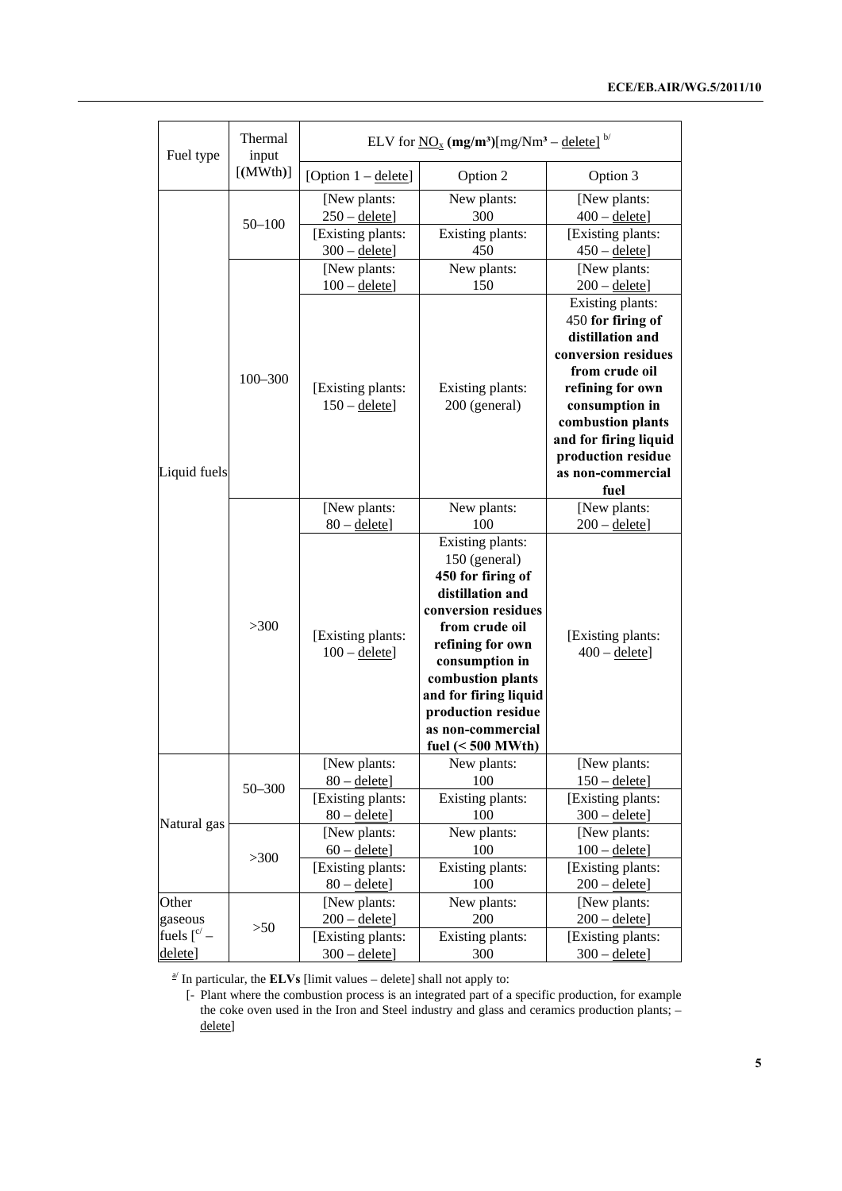| Fuel type | Thermal input [(MWth)] | ELV for $NO_x$ **(mg/m³)**[mg/Nm³ – delete] [b/] | | |
|---|---|---|---|---|
| | | [Option 1 – delete] | Option 2 | Option 3 |
| Liquid fuels | 50–100 | [New plants: 250 – delete] | New plants: 300 | [New plants: 400 – delete] |
| | | [Existing plants: 300 – delete] | Existing plants: 450 | [Existing plants: 450 – delete] |
| | 100–300 | [New plants: 100 – delete] | New plants: 150 | [New plants: 200 – delete] |
| | | [Existing plants: 150 – delete] | Existing plants: 200 (general) | Existing plants: 450 **for firing of distillation and conversion residues from crude oil refining for own consumption in combustion plants and for firing liquid production residue as non-commercial fuel** |
| | >300 | [New plants: 80 – delete] | New plants: 100 | [New plants: 200 – delete] |
| | | [Existing plants: 100 – delete] | Existing plants: 150 (general) **450 for firing of distillation and conversion residues from crude oil refining for own consumption in combustion plants and for firing liquid production residue as non-commercial fuel (< 500 MWth)** | [Existing plants: 400 – delete] |
| Natural gas | 50–300 | [New plants: 80 – delete] | New plants: 100 | [New plants: 150 – delete] |
| | | [Existing plants: 80 – delete] | Existing plants: 100 | [Existing plants: 300 – delete] |
| | >300 | [New plants: 60 – delete] | New plants: 100 | [New plants: 100 – delete] |
| | | [Existing plants: 80 – delete] | Existing plants: 100 | [Existing plants: 200 – delete] |
| Other gaseous fuels [[c/] – delete] | >50 | [New plants: 200 – delete] | New plants: 200 | [New plants: 200 – delete] |
| | | [Existing plants: 300 – delete] | Existing plants: 300 | [Existing plants: 300 – delete] |

[a/] In particular, the **ELVs** [limit values – delete] shall not apply to:

[- Plant where the combustion process is an integrated part of a specific production, for example the coke oven used in the Iron and Steel industry and glass and ceramics production plants; – delete]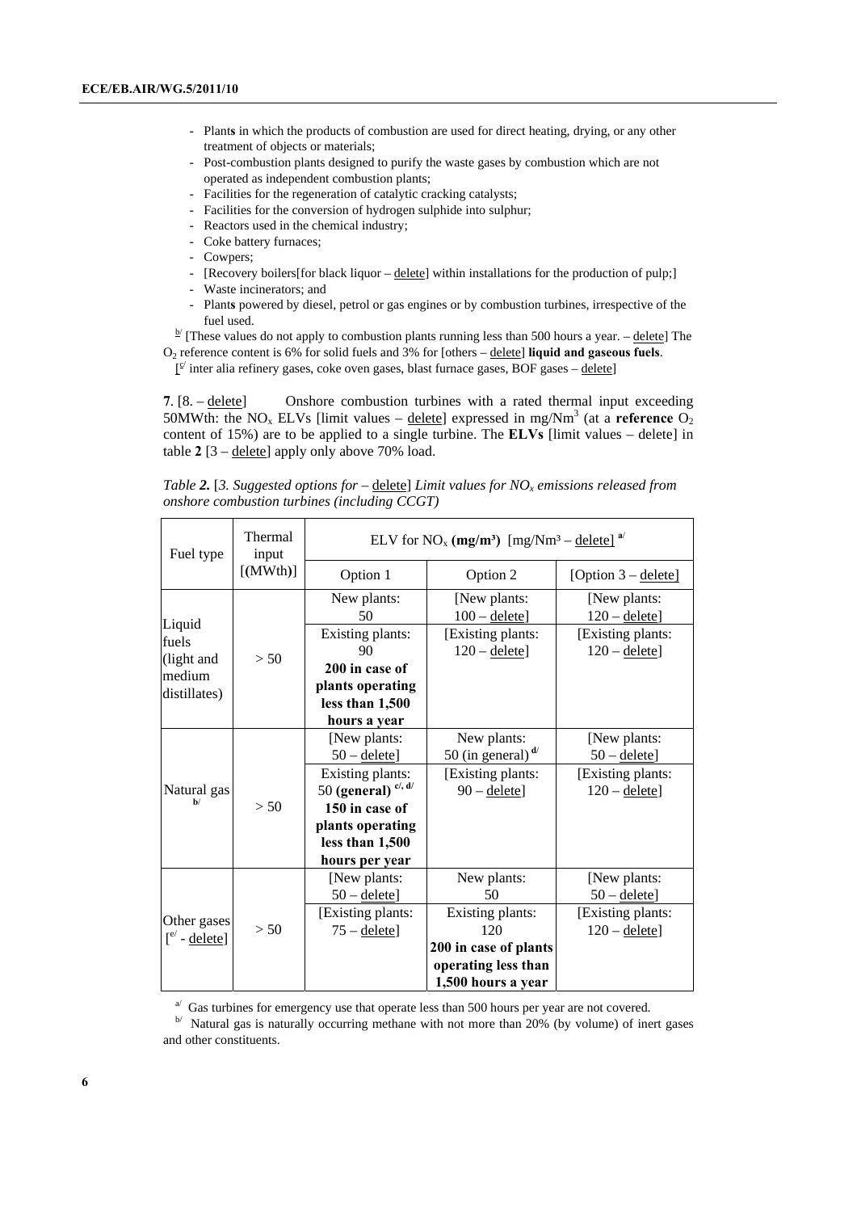- Plan**ts** in which the products of combustion are used for direct heating, drying, or any other treatment of objects or materials;
- Post-combustion plants designed to purify the waste gases by combustion which are not operated as independent combustion plants;
- Facilities for the regeneration of catalytic cracking catalysts;
- Facilities for the conversion of hydrogen sulphide into sulphur;
- Reactors used in the chemical industry;
- Coke battery furnaces;
- Cowpers;
- [Recovery boilers[for black liquor – delete] within installations for the production of pulp;]
- Waste incinerators; and
- Plant**s** powered by diesel, petrol or gas engines or by combustion turbines, irrespective of the fuel used.

[b/] [These values do not apply to combustion plants running less than 500 hours a year. – delete] The $O_2$ reference content is 6% for solid fuels and 3% for [others – delete] **liquid and gaseous fuels**.

[[c/] inter alia refinery gases, coke oven gases, blast furnace gases, BOF gases – delete]

**7**. [8. – delete] Onshore combustion turbines with a rated thermal input exceeding 50MWth: the $NO_x$ ELVs [limit values – delete] expressed in mg/Nm$^3$ (at a **reference** $O_2$ content of 15%) are to be applied to a single turbine. The **ELVs** [limit values – delete] in table **2** [3 – delete] apply only above 70% load.

*Table **2.** [3. Suggested options for – delete] Limit values for $NO_x$ emissions released from onshore combustion turbines (including CCGT)*

| Fuel type | Thermal input [(MWth)] | ELV for $NO_x$ **(mg/m³)** [mg/Nm³ – delete] [a/] | | |
|---|---|---|---|---|
| | | Option 1 | Option 2 | [Option 3 – delete] |
| Liquid fuels (light and medium distillates) | > 50 | New plants: 50 | [New plants: 100 – delete] | [New plants: 120 – delete] |
| | | Existing plants: 90 **200 in case of plants operating less than 1,500 hours a year** | [Existing plants: 120 – delete] | [Existing plants: 120 – delete] |
| Natural gas [b/] | > 50 | [New plants: 50 – delete] | New plants: 50 (in general) [d/] | [New plants: 50 – delete] |
| | | Existing plants: 50 **(general)** [c/, d/] **150 in case of plants operating less than 1,500 hours per year** | [Existing plants: 90 – delete] | [Existing plants: 120 – delete] |
| Other gases [[e/] - delete] | > 50 | [New plants: 50 – delete] | New plants: 50 | [New plants: 50 – delete] |
| | | [Existing plants: 75 – delete] | Existing plants: 120 **200 in case of plants operating less than 1,500 hours a year** | [Existing plants: 120 – delete] |

[a/] Gas turbines for emergency use that operate less than 500 hours per year are not covered.

[b/] Natural gas is naturally occurring methane with not more than 20% (by volume) of inert gases and other constituents.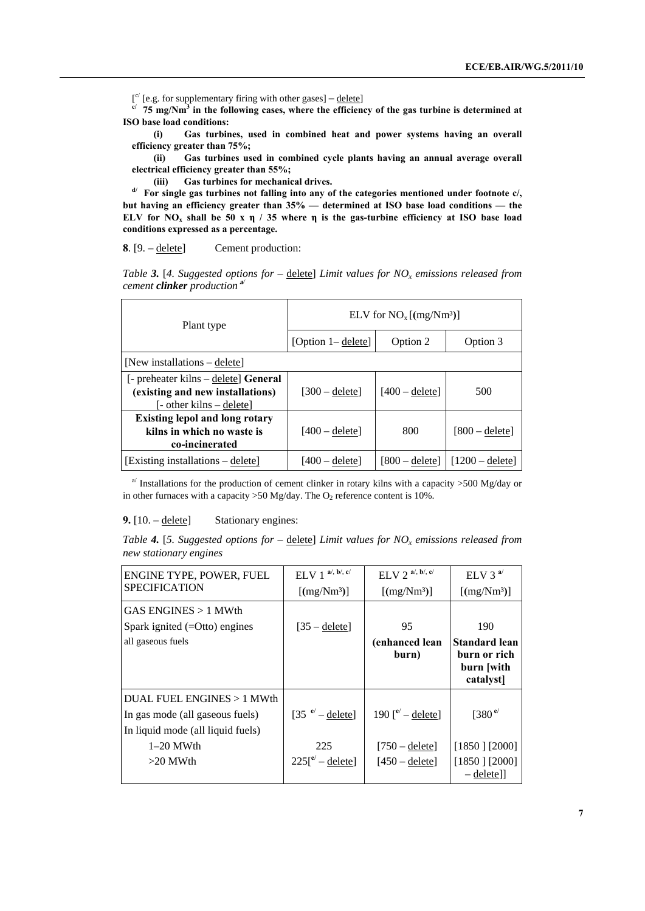[c/ [e.g. for supplementary firing with other gases] – delete]

**c/ 75 mg/Nm³ in the following cases, where the efficiency of the gas turbine is determined at ISO base load conditions:**

**(i) Gas turbines, used in combined heat and power systems having an overall efficiency greater than 75%;**

**(ii) Gas turbines used in combined cycle plants having an annual average overall electrical efficiency greater than 55%;**

**(iii) Gas turbines for mechanical drives.**

**d/ For single gas turbines not falling into any of the categories mentioned under footnote c/, but having an efficiency greater than 35% — determined at ISO base load conditions — the ELV for $NO_x$ shall be 50 x η / 35 where η is the gas-turbine efficiency at ISO base load conditions expressed as a percentage.**

**8**. [9. – delete] Cement production:

*Table **3.** [4. Suggested options for – delete] Limit values for $NO_x$ emissions released from cement **clinker** production* [a/]

| Plant type | ELV for $NO_x$ [(mg/Nm³)] | | |
|---|---|---|---|
| | [Option 1– delete] | Option 2 | Option 3 |
| [New installations – delete] | | | |
| [- preheater kilns – delete] **General (existing and new installations)** [- other kilns – delete] | [300 – delete] | [400 – delete] | 500 |
| **Existing lepol and long rotary kilns in which no waste is co-incinerated** | [400 – delete] | 800 | [800 – delete] |
| [Existing installations – delete] | [400 – delete] | [800 – delete] | [1200 – delete] |

a/ Installations for the production of cement clinker in rotary kilns with a capacity >500 Mg/day or in other furnaces with a capacity >50 Mg/day. The $O_2$ reference content is 10%.

**9.** [10. – delete] Stationary engines:

*Table **4.** [5. Suggested options for – delete] Limit values for $NO_x$ emissions released from new stationary engines*

| ENGINE TYPE, POWER, FUEL SPECIFICATION | ELV 1 [a/, b/, c/] [(mg/Nm³)] | ELV 2 [a/, b/, c/] [(mg/Nm³)] | ELV 3 [a/] [(mg/Nm³)] |
|---|---|---|---|
| GAS ENGINES > 1 MWth<br>Spark ignited (=Otto) engines<br>all gaseous fuels | [35 – delete] | 95<br>**(enhanced lean burn)** | 190<br>**Standard lean burn or rich burn [with catalyst]** |
| DUAL FUEL ENGINES > 1 MWth | | | |
| In gas mode (all gaseous fuels) | [35 [e/] – delete] | 190 [[e/] – delete] | [380 [e/] |
| In liquid mode (all liquid fuels) | | | |
| 1–20 MWth | 225 | [750 – delete] | [1850 ] [2000] |
| >20 MWth | 225[[e/] – delete] | [450 – delete] | [1850 ] [2000] – delete]] |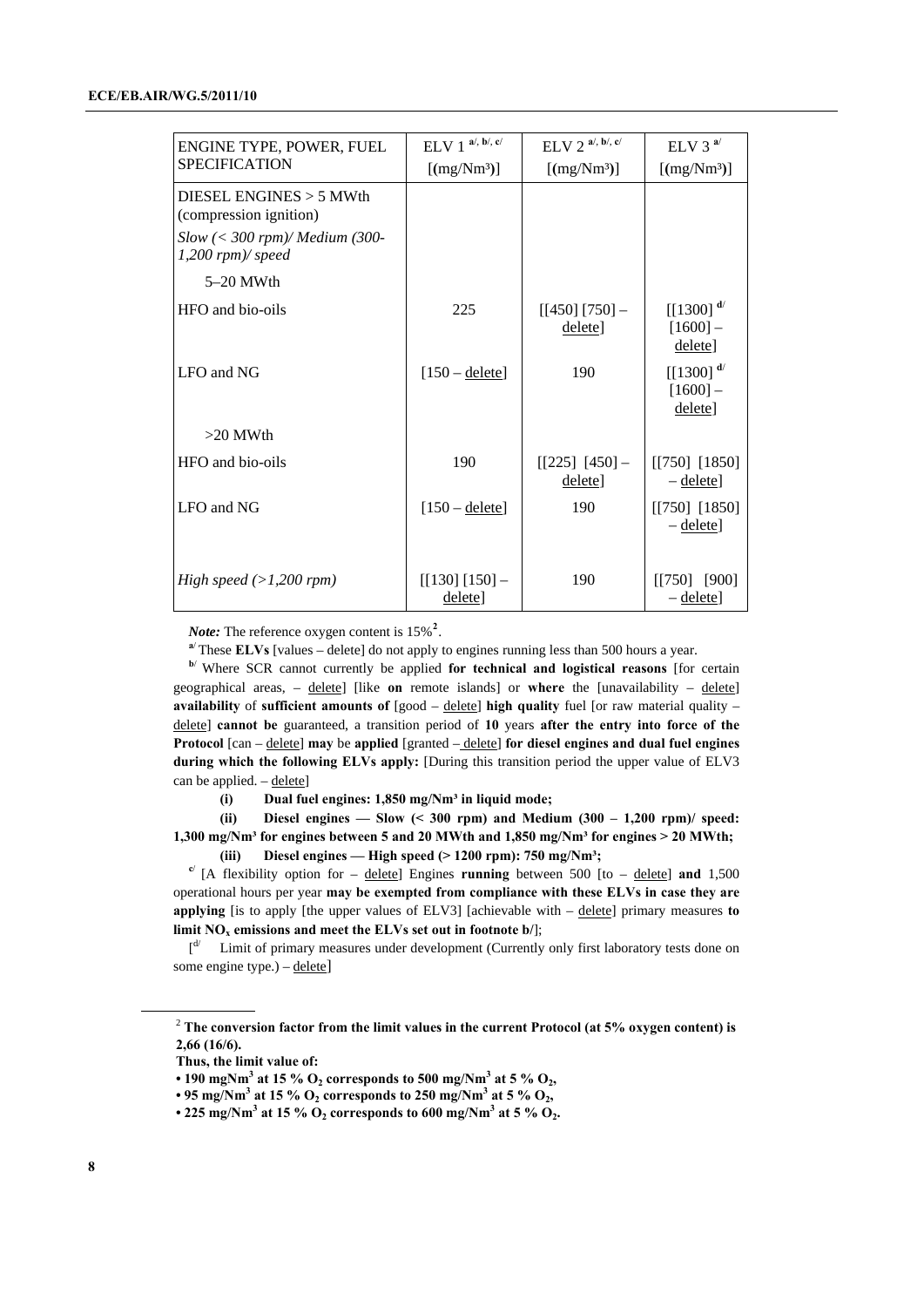| ENGINE TYPE, POWER, FUEL SPECIFICATION | ELV 1 [a/, b/, c/] [(mg/Nm³)] | ELV 2 [a/, b/, c/] [(mg/Nm³)] | ELV 3 [a/] [(mg/Nm³)] |
|---|---|---|---|
| DIESEL ENGINES > 5 MWth (compression ignition) | | | |
| *Slow (< 300 rpm)/ Medium (300-1,200 rpm)/ speed* | | | |
| 5–20 MWth | | | |
| HFO and bio-oils | 225 | [[450] [750] – delete] | [[1300] [d/] [1600] – delete] |
| LFO and NG | [150 – delete] | 190 | [[1300] [d/] [1600] – delete] |
| >20 MWth | | | |
| HFO and bio-oils | 190 | [[225] [450] – delete] | [[750] [1850] – delete] |
| LFO and NG | [150 – delete] | 190 | [[750] [1850] – delete] |
| *High speed (>1,200 rpm)* | [[130] [150] – delete] | 190 | [[750] [900] – delete] |

***Note:*** The reference oxygen content is 15%[2].

[a/] These **ELVs** [values – delete] do not apply to engines running less than 500 hours a year.

[b/] Where SCR cannot currently be applied **for technical and logistical reasons** [for certain geographical areas, – delete] [like **on** remote islands] or **where** the [unavailability – delete] **availability** of **sufficient amounts of** [good – delete] **high quality** fuel [or raw material quality – delete] **cannot be** guaranteed, a transition period of **10** years **after the entry into force of the Protocol** [can – delete] **may** be **applied** [granted – delete] **for diesel engines and dual fuel engines during which the following ELVs apply:** [During this transition period the upper value of ELV3 can be applied. – delete]

**(i) Dual fuel engines: 1,850 mg/Nm³ in liquid mode;**

**(ii) Diesel engines — Slow (< 300 rpm) and Medium (300 – 1,200 rpm)/ speed: 1,300 mg/Nm³ for engines between 5 and 20 MWth and 1,850 mg/Nm³ for engines > 20 MWth;**

**(iii) Diesel engines — High speed (> 1200 rpm): 750 mg/Nm³;**

[c/] [A flexibility option for – delete] Engines **running** between 500 [to – delete] **and** 1,500 operational hours per year **may be exempted from compliance with these ELVs in case they are applying** [is to apply [the upper values of ELV3] [achievable with – delete] primary measures **to limit $NO_x$ emissions and meet the ELVs set out in footnote b/**];

[[d/] Limit of primary measures under development (Currently only first laboratory tests done on some engine type.) – delete]

---

[2] **The conversion factor from the limit values in the current Protocol (at 5% oxygen content) is 2,66 (16/6).**

**Thus, the limit value of:**

- **190 mgNm³ at 15 % $O_2$ corresponds to 500 mg/Nm³ at 5 % $O_2$,**
- **95 mg/Nm³ at 15 % $O_2$ corresponds to 250 mg/Nm³ at 5 % $O_2$,**
- **225 mg/Nm³ at 15 % $O_2$ corresponds to 600 mg/Nm³ at 5 % $O_2$.**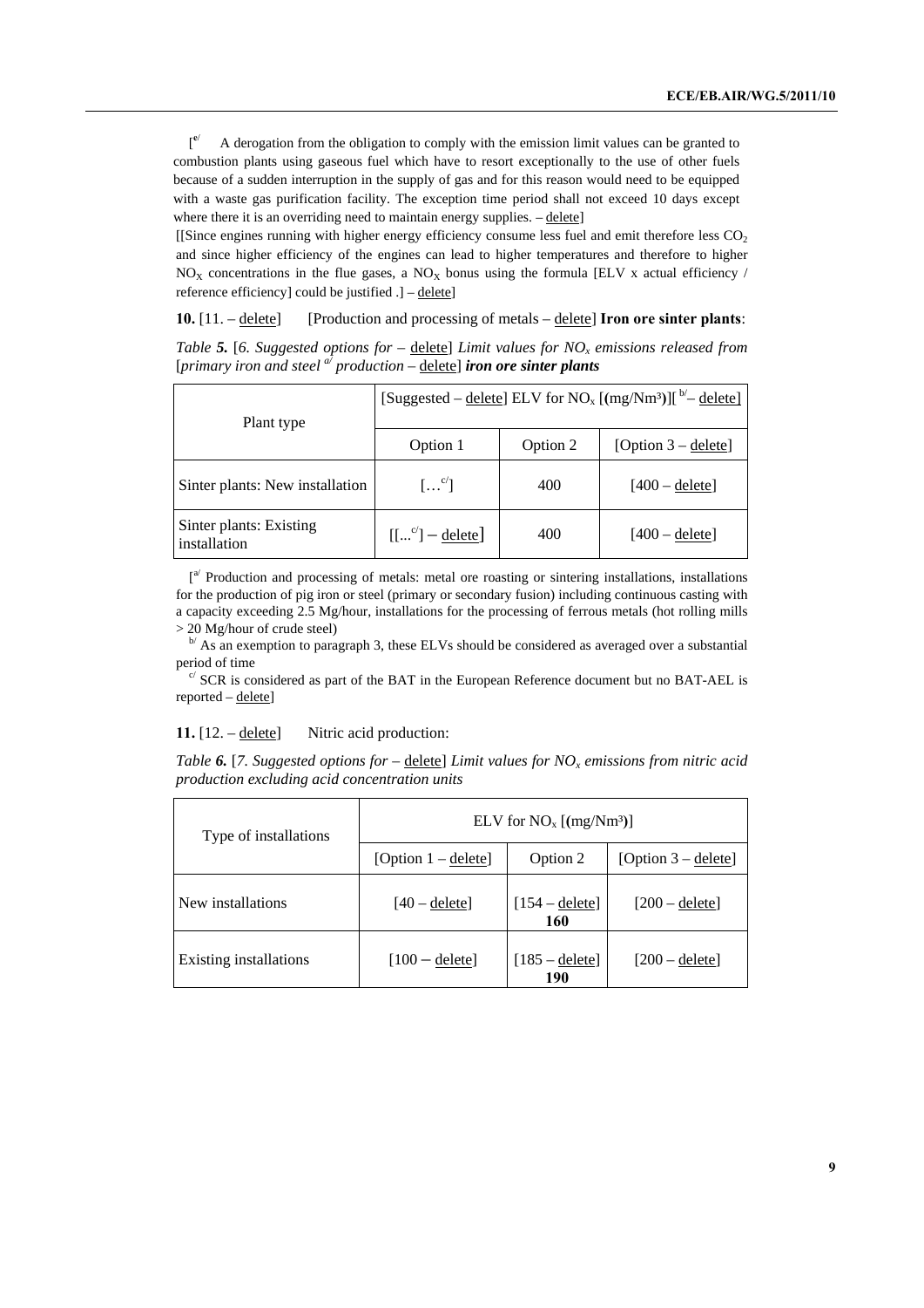[[e] A derogation from the obligation to comply with the emission limit values can be granted to combustion plants using gaseous fuel which have to resort exceptionally to the use of other fuels because of a sudden interruption in the supply of gas and for this reason would need to be equipped with a waste gas purification facility. The exception time period shall not exceed 10 days except where there it is an overriding need to maintain energy supplies. – delete]

[[Since engines running with higher energy efficiency consume less fuel and emit therefore less $CO_2$ and since higher efficiency of the engines can lead to higher temperatures and therefore to higher $NO_X$ concentrations in the flue gases, a $NO_X$ bonus using the formula [ELV x actual efficiency / reference efficiency] could be justified .] – delete]

**10.** [11. – delete] [Production and processing of metals – delete] **Iron ore sinter plants**:

*Table **5.*** [*6. Suggested options for* – delete] *Limit values for $NO_x$ emissions released from* [*primary iron and steel* [a] *production* – delete] ***iron ore sinter plants***

| Plant type | [Suggested – delete] ELV for $NO_x$ [(mg/Nm³)][ [b]– delete] | | |
|---|---|---|---|
| | Option 1 | Option 2 | [Option 3 – delete] |
| Sinter plants: New installation | [… [c]] | 400 | [400 – delete] |
| Sinter plants: Existing installation | [[... [c]] – delete] | 400 | [400 – delete] |

[[a] Production and processing of metals: metal ore roasting or sintering installations, installations for the production of pig iron or steel (primary or secondary fusion) including continuous casting with a capacity exceeding 2.5 Mg/hour, installations for the processing of ferrous metals (hot rolling mills > 20 Mg/hour of crude steel)

[b] As an exemption to paragraph 3, these ELVs should be considered as averaged over a substantial period of time

[c] SCR is considered as part of the BAT in the European Reference document but no BAT-AEL is reported – delete]

**11.** [12. – delete] Nitric acid production:

*Table **6.*** [*7. Suggested options for* – delete] *Limit values for $NO_x$ emissions from nitric acid production excluding acid concentration units*

| Type of installations | ELV for $NO_x$ [(mg/Nm³)] | | |
|---|---|---|---|
| | [Option 1 – delete] | Option 2 | [Option 3 – delete] |
| New installations | [40 – delete] | [154 – delete] **160** | [200 – delete] |
| Existing installations | [100 – delete] | [185 – delete] **190** | [200 – delete] |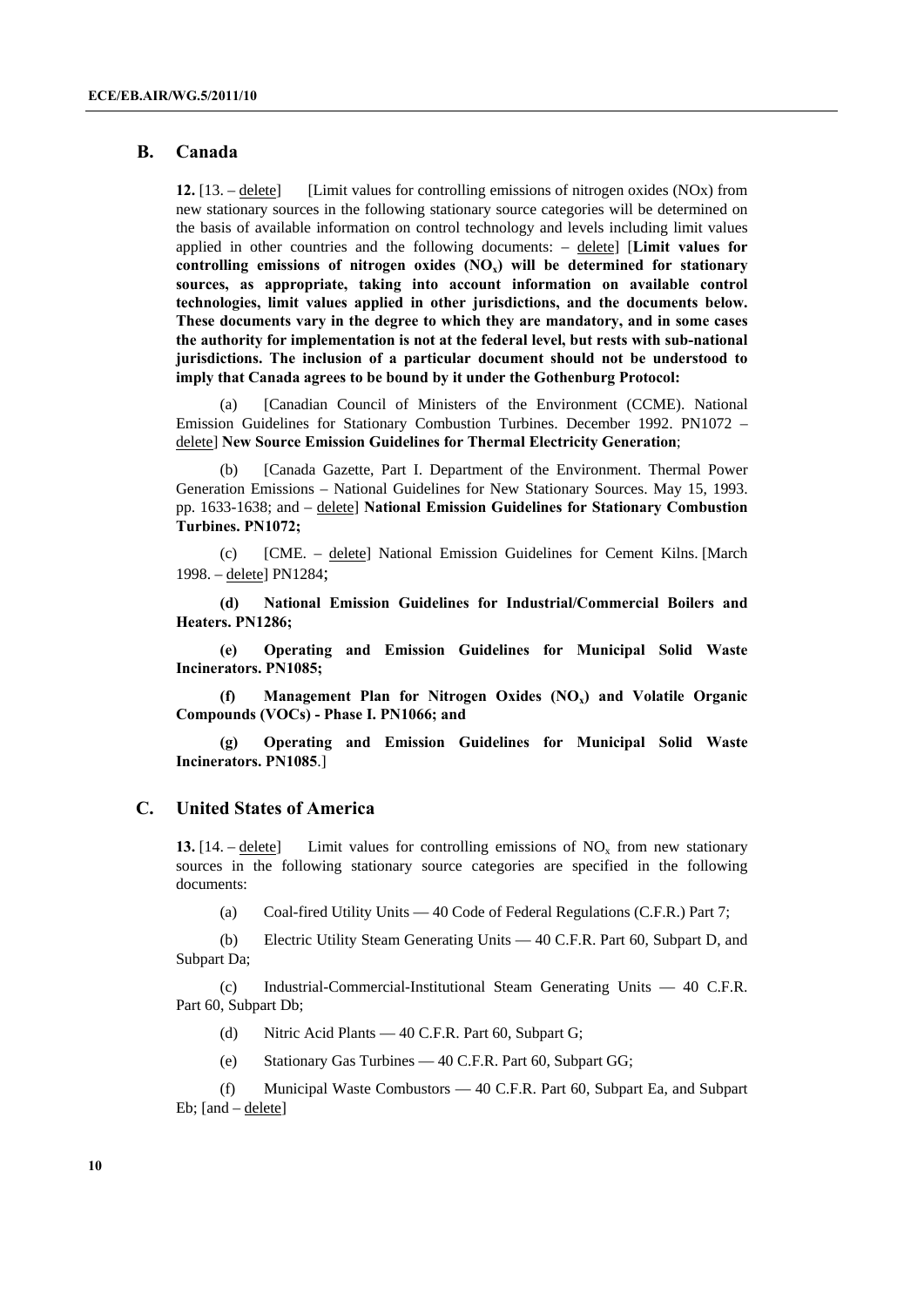## B. Canada

**12.** [13. – delete] [Limit values for controlling emissions of nitrogen oxides (NOx) from new stationary sources in the following stationary source categories will be determined on the basis of available information on control technology and levels including limit values applied in other countries and the following documents: – delete] [**Limit values for controlling emissions of nitrogen oxides ($NO_x$) will be determined for stationary sources, as appropriate, taking into account information on available control technologies, limit values applied in other jurisdictions, and the documents below. These documents vary in the degree to which they are mandatory, and in some cases the authority for implementation is not at the federal level, but rests with sub-national jurisdictions. The inclusion of a particular document should not be understood to imply that Canada agrees to be bound by it under the Gothenburg Protocol:**

(a) [Canadian Council of Ministers of the Environment (CCME). National Emission Guidelines for Stationary Combustion Turbines. December 1992. PN1072 – delete] **New Source Emission Guidelines for Thermal Electricity Generation**;

(b) [Canada Gazette, Part I. Department of the Environment. Thermal Power Generation Emissions – National Guidelines for New Stationary Sources. May 15, 1993. pp. 1633-1638; and – delete] **National Emission Guidelines for Stationary Combustion Turbines. PN1072;**

(c) [CME. – delete] National Emission Guidelines for Cement Kilns. [March 1998. – delete] PN1284;

**(d) National Emission Guidelines for Industrial/Commercial Boilers and Heaters. PN1286;**

**(e) Operating and Emission Guidelines for Municipal Solid Waste Incinerators. PN1085;**

**(f) Management Plan for Nitrogen Oxides ($NO_x$) and Volatile Organic Compounds (VOCs) - Phase I. PN1066; and**

**(g) Operating and Emission Guidelines for Municipal Solid Waste Incinerators. PN1085**.]

## C. United States of America

**13.** [14. – delete] Limit values for controlling emissions of $NO_x$ from new stationary sources in the following stationary source categories are specified in the following documents:

(a) Coal-fired Utility Units — 40 Code of Federal Regulations (C.F.R.) Part 7;

(b) Electric Utility Steam Generating Units — 40 C.F.R. Part 60, Subpart D, and Subpart Da;

(c) Industrial-Commercial-Institutional Steam Generating Units — 40 C.F.R. Part 60, Subpart Db;

(d) Nitric Acid Plants — 40 C.F.R. Part 60, Subpart G;

(e) Stationary Gas Turbines — 40 C.F.R. Part 60, Subpart GG;

(f) Municipal Waste Combustors — 40 C.F.R. Part 60, Subpart Ea, and Subpart Eb; [and – delete]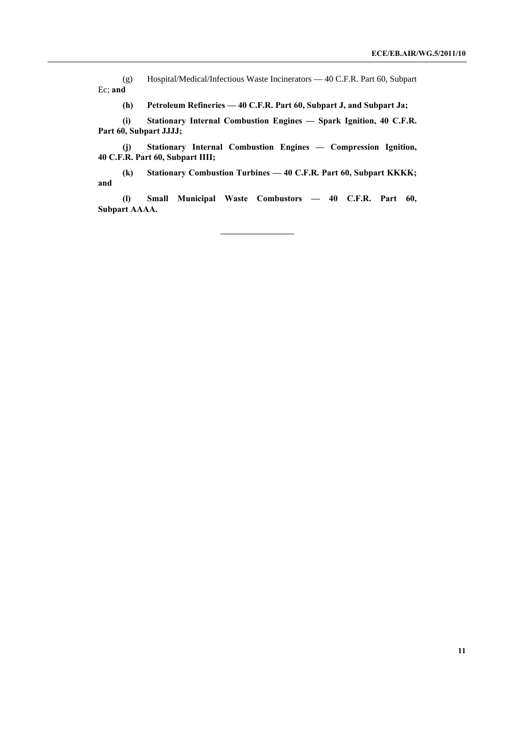(g) Hospital/Medical/Infectious Waste Incinerators — 40 C.F.R. Part 60, Subpart Ec; **and**

**(h) Petroleum Refineries — 40 C.F.R. Part 60, Subpart J, and Subpart Ja;**

**(i) Stationary Internal Combustion Engines — Spark Ignition, 40 C.F.R. Part 60, Subpart JJJJ;**

**(j) Stationary Internal Combustion Engines — Compression Ignition, 40 C.F.R. Part 60, Subpart IIII;**

**(k) Stationary Combustion Turbines — 40 C.F.R. Part 60, Subpart KKKK; and**

**(l) Small Municipal Waste Combustors — 40 C.F.R. Part 60, Subpart AAAA.**